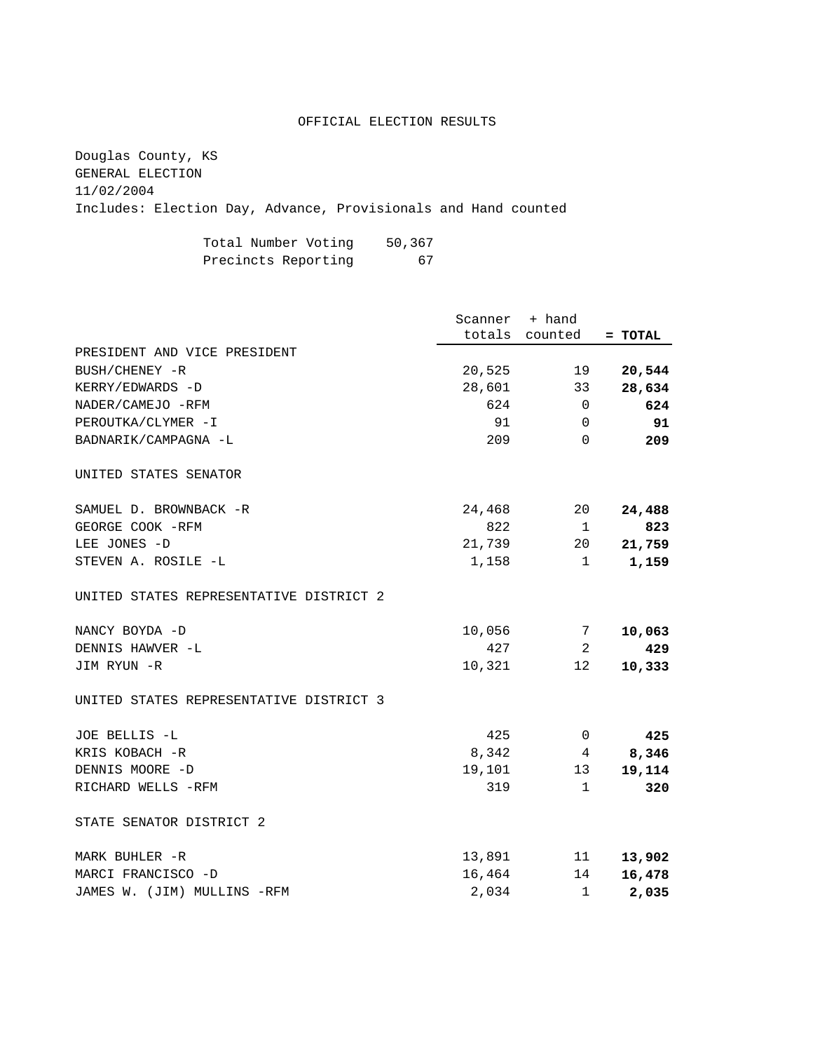# OFFICIAL ELECTION RESULTS

Douglas County, KS
GENERAL ELECTION
11/02/2004
Includes: Election Day, Advance, Provisionals and Hand counted

| | |
|---|---|
| Total Number Voting | 50,367 |
| Precincts Reporting | 67 |

| | Scanner totals | + hand counted | = TOTAL |
|---|---|---|---|
| **PRESIDENT AND VICE PRESIDENT** | | | |
| BUSH/CHENEY -R | 20,525 | 19 | **20,544** |
| KERRY/EDWARDS -D | 28,601 | 33 | **28,634** |
| NADER/CAMEJO -RFM | 624 | 0 | **624** |
| PEROUTKA/CLYMER -I | 91 | 0 | **91** |
| BADNARIK/CAMPAGNA -L | 209 | 0 | **209** |
| **UNITED STATES SENATOR** | | | |
| SAMUEL D. BROWNBACK -R | 24,468 | 20 | **24,488** |
| GEORGE COOK -RFM | 822 | 1 | **823** |
| LEE JONES -D | 21,739 | 20 | **21,759** |
| STEVEN A. ROSILE -L | 1,158 | 1 | **1,159** |
| **UNITED STATES REPRESENTATIVE DISTRICT 2** | | | |
| NANCY BOYDA -D | 10,056 | 7 | **10,063** |
| DENNIS HAWVER -L | 427 | 2 | **429** |
| JIM RYUN -R | 10,321 | 12 | **10,333** |
| **UNITED STATES REPRESENTATIVE DISTRICT 3** | | | |
| JOE BELLIS -L | 425 | 0 | **425** |
| KRIS KOBACH -R | 8,342 | 4 | **8,346** |
| DENNIS MOORE -D | 19,101 | 13 | **19,114** |
| RICHARD WELLS -RFM | 319 | 1 | **320** |
| **STATE SENATOR DISTRICT 2** | | | |
| MARK BUHLER -R | 13,891 | 11 | **13,902** |
| MARCI FRANCISCO -D | 16,464 | 14 | **16,478** |
| JAMES W. (JIM) MULLINS -RFM | 2,034 | 1 | **2,035** |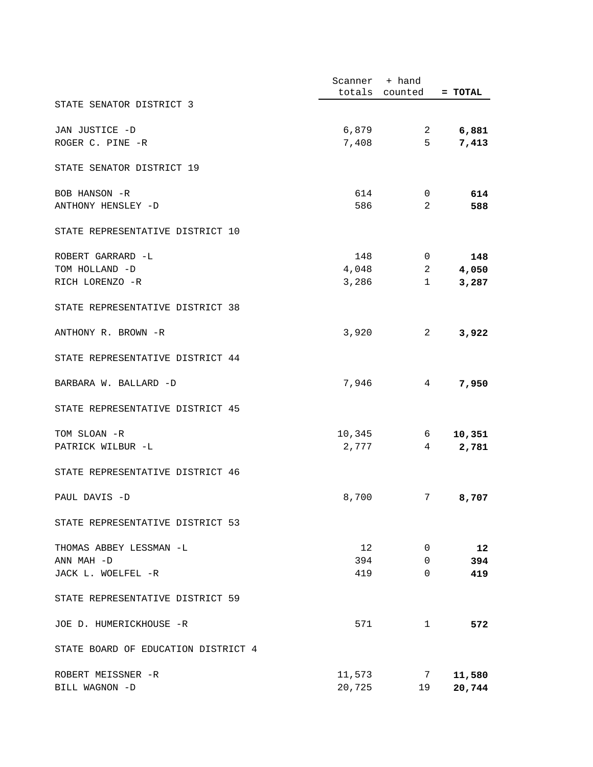| | Scanner totals | + hand counted | = TOTAL |
|---|---|---|---|
| STATE SENATOR DISTRICT 3 | | | |
| JAN JUSTICE -D | 6,879 | 2 | **6,881** |
| ROGER C. PINE -R | 7,408 | 5 | **7,413** |
| STATE SENATOR DISTRICT 19 | | | |
| BOB HANSON -R | 614 | 0 | **614** |
| ANTHONY HENSLEY -D | 586 | 2 | **588** |
| STATE REPRESENTATIVE DISTRICT 10 | | | |
| ROBERT GARRARD -L | 148 | 0 | **148** |
| TOM HOLLAND -D | 4,048 | 2 | **4,050** |
| RICH LORENZO -R | 3,286 | 1 | **3,287** |
| STATE REPRESENTATIVE DISTRICT 38 | | | |
| ANTHONY R. BROWN -R | 3,920 | 2 | **3,922** |
| STATE REPRESENTATIVE DISTRICT 44 | | | |
| BARBARA W. BALLARD -D | 7,946 | 4 | **7,950** |
| STATE REPRESENTATIVE DISTRICT 45 | | | |
| TOM SLOAN -R | 10,345 | 6 | **10,351** |
| PATRICK WILBUR -L | 2,777 | 4 | **2,781** |
| STATE REPRESENTATIVE DISTRICT 46 | | | |
| PAUL DAVIS -D | 8,700 | 7 | **8,707** |
| STATE REPRESENTATIVE DISTRICT 53 | | | |
| THOMAS ABBEY LESSMAN -L | 12 | 0 | **12** |
| ANN MAH -D | 394 | 0 | **394** |
| JACK L. WOELFEL -R | 419 | 0 | **419** |
| STATE REPRESENTATIVE DISTRICT 59 | | | |
| JOE D. HUMERICKHOUSE -R | 571 | 1 | **572** |
| STATE BOARD OF EDUCATION DISTRICT 4 | | | |
| ROBERT MEISSNER -R | 11,573 | 7 | **11,580** |
| BILL WAGNON -D | 20,725 | 19 | **20,744** |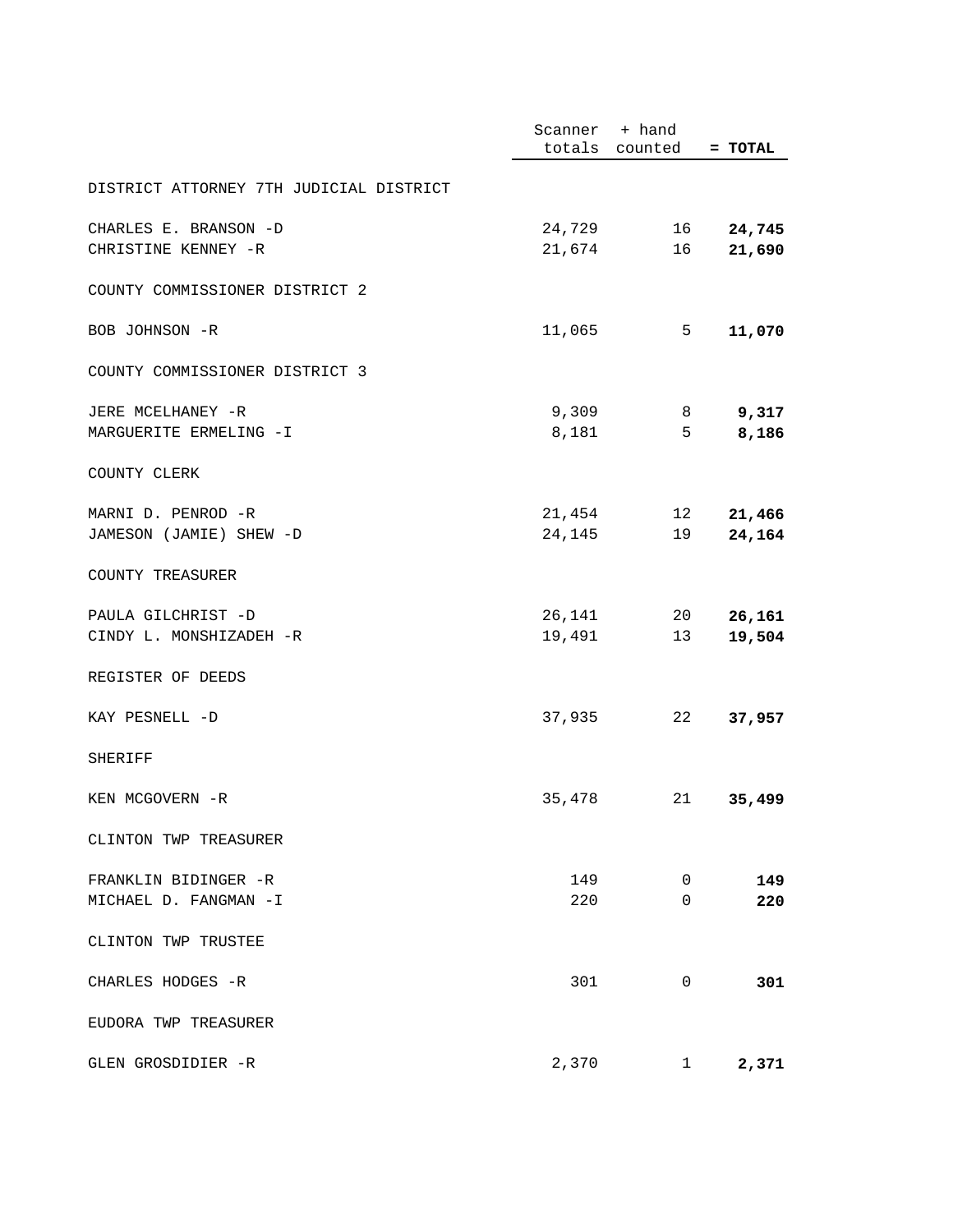| | Scanner totals | + hand counted | = TOTAL |
|---|---|---|---|
| DISTRICT ATTORNEY 7TH JUDICIAL DISTRICT | | | |
| CHARLES E. BRANSON -D | 24,729 | 16 | **24,745** |
| CHRISTINE KENNEY -R | 21,674 | 16 | **21,690** |
| COUNTY COMMISSIONER DISTRICT 2 | | | |
| BOB JOHNSON -R | 11,065 | 5 | **11,070** |
| COUNTY COMMISSIONER DISTRICT 3 | | | |
| JERE MCELHANEY -R | 9,309 | 8 | **9,317** |
| MARGUERITE ERMELING -I | 8,181 | 5 | **8,186** |
| COUNTY CLERK | | | |
| MARNI D. PENROD -R | 21,454 | 12 | **21,466** |
| JAMESON (JAMIE) SHEW -D | 24,145 | 19 | **24,164** |
| COUNTY TREASURER | | | |
| PAULA GILCHRIST -D | 26,141 | 20 | **26,161** |
| CINDY L. MONSHIZADEH -R | 19,491 | 13 | **19,504** |
| REGISTER OF DEEDS | | | |
| KAY PESNELL -D | 37,935 | 22 | **37,957** |
| SHERIFF | | | |
| KEN MCGOVERN -R | 35,478 | 21 | **35,499** |
| CLINTON TWP TREASURER | | | |
| FRANKLIN BIDINGER -R | 149 | 0 | **149** |
| MICHAEL D. FANGMAN -I | 220 | 0 | **220** |
| CLINTON TWP TRUSTEE | | | |
| CHARLES HODGES -R | 301 | 0 | **301** |
| EUDORA TWP TREASURER | | | |
| GLEN GROSDIDIER -R | 2,370 | 1 | **2,371** |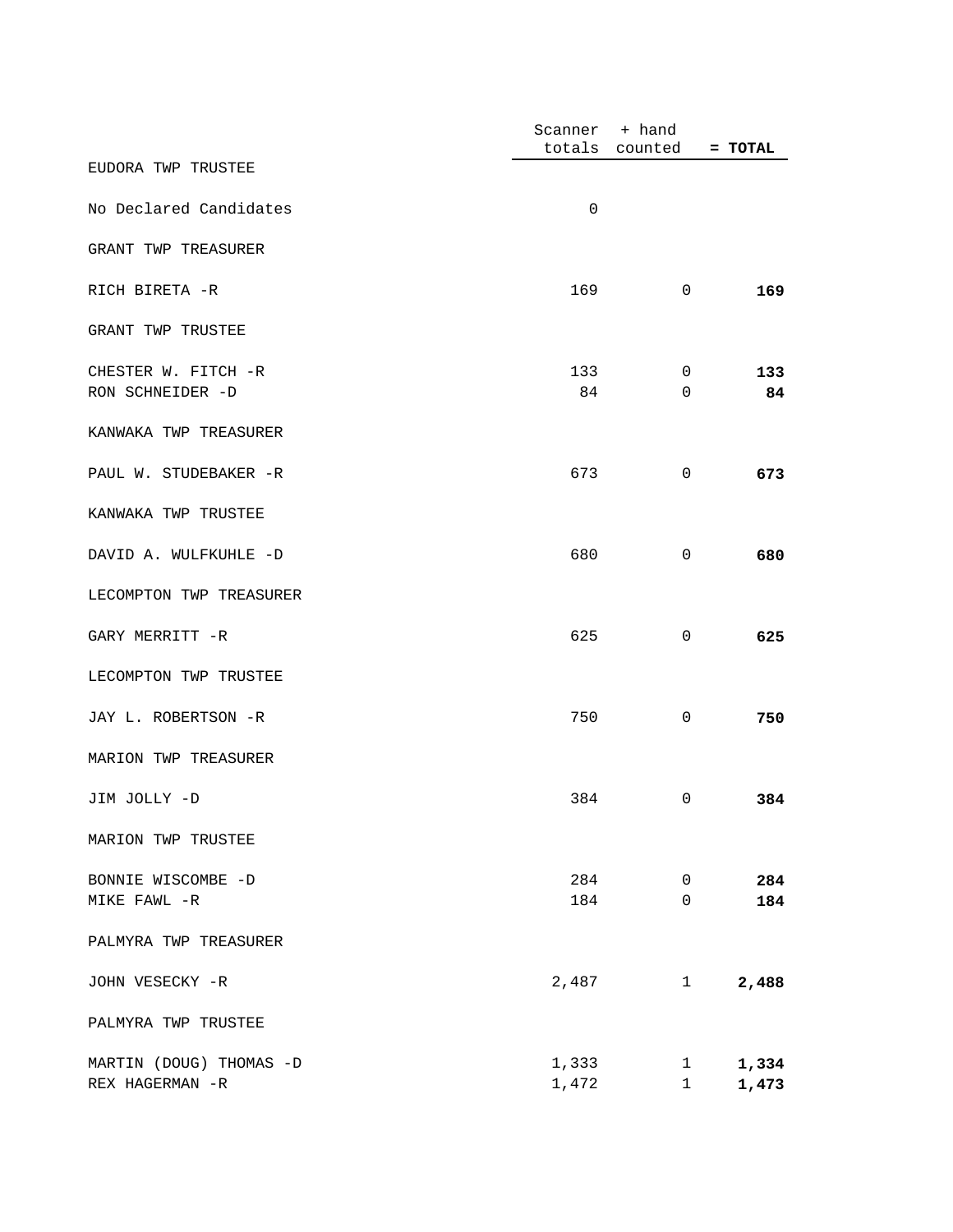| | Scanner totals | + hand counted | = **TOTAL** |
|---|---|---|---|
| EUDORA TWP TRUSTEE | | | |
| No Declared Candidates | 0 | | |
| GRANT TWP TREASURER | | | |
| RICH BIRETA -R | 169 | 0 | **169** |
| GRANT TWP TRUSTEE | | | |
| CHESTER W. FITCH -R | 133 | 0 | **133** |
| RON SCHNEIDER -D | 84 | 0 | **84** |
| KANWAKA TWP TREASURER | | | |
| PAUL W. STUDEBAKER -R | 673 | 0 | **673** |
| KANWAKA TWP TRUSTEE | | | |
| DAVID A. WULFKUHLE -D | 680 | 0 | **680** |
| LECOMPTON TWP TREASURER | | | |
| GARY MERRITT -R | 625 | 0 | **625** |
| LECOMPTON TWP TRUSTEE | | | |
| JAY L. ROBERTSON -R | 750 | 0 | **750** |
| MARION TWP TREASURER | | | |
| JIM JOLLY -D | 384 | 0 | **384** |
| MARION TWP TRUSTEE | | | |
| BONNIE WISCOMBE -D | 284 | 0 | **284** |
| MIKE FAWL -R | 184 | 0 | **184** |
| PALMYRA TWP TREASURER | | | |
| JOHN VESECKY -R | 2,487 | 1 | **2,488** |
| PALMYRA TWP TRUSTEE | | | |
| MARTIN (DOUG) THOMAS -D | 1,333 | 1 | **1,334** |
| REX HAGERMAN -R | 1,472 | 1 | **1,473** |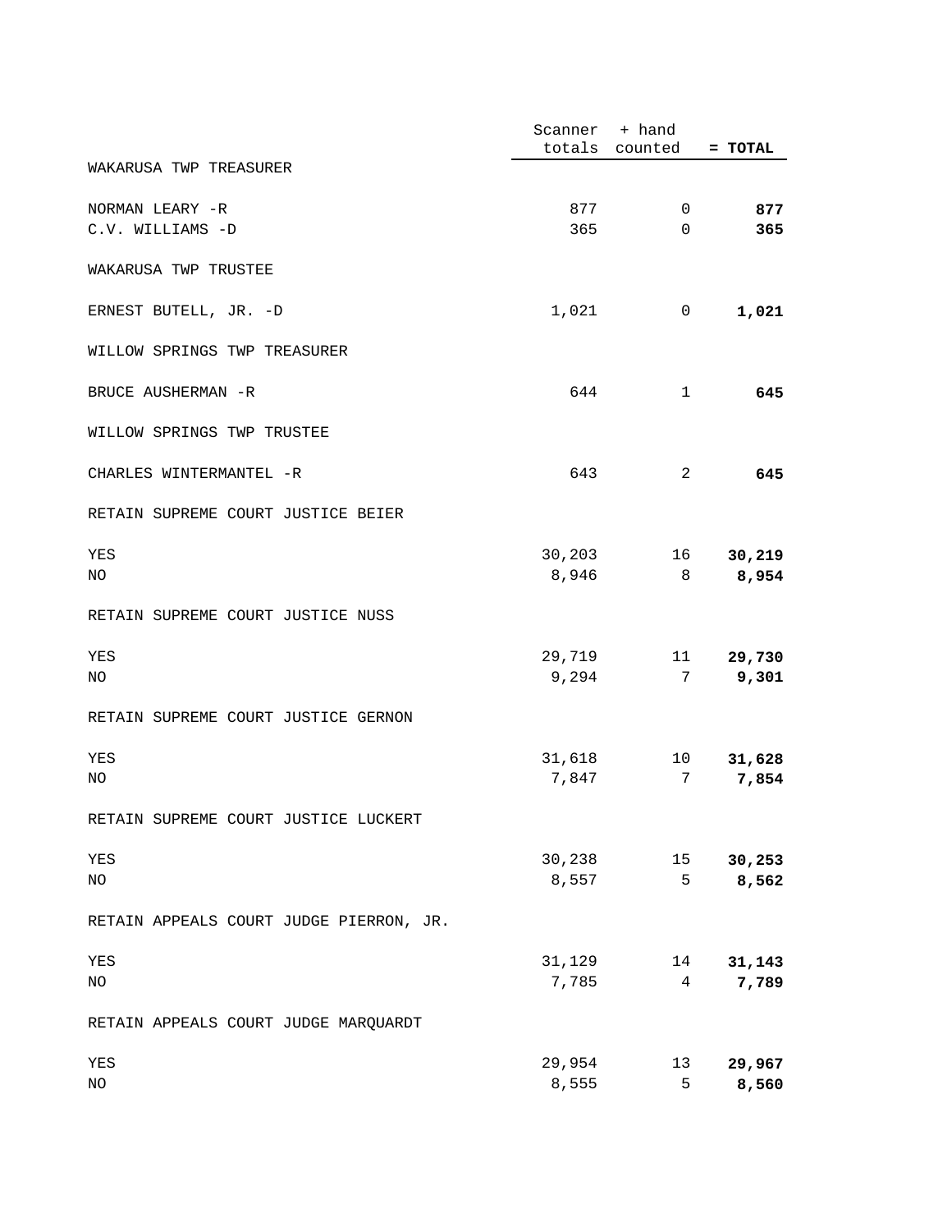| | Scanner totals | + hand counted | = TOTAL |
|---|---|---|---|
| WAKARUSA TWP TREASURER | | | |
| NORMAN LEARY -R | 877 | 0 | **877** |
| C.V. WILLIAMS -D | 365 | 0 | **365** |
| WAKARUSA TWP TRUSTEE | | | |
| ERNEST BUTELL, JR. -D | 1,021 | 0 | **1,021** |
| WILLOW SPRINGS TWP TREASURER | | | |
| BRUCE AUSHERMAN -R | 644 | 1 | **645** |
| WILLOW SPRINGS TWP TRUSTEE | | | |
| CHARLES WINTERMANTEL -R | 643 | 2 | **645** |
| RETAIN SUPREME COURT JUSTICE BEIER | | | |
| YES | 30,203 | 16 | **30,219** |
| NO | 8,946 | 8 | **8,954** |
| RETAIN SUPREME COURT JUSTICE NUSS | | | |
| YES | 29,719 | 11 | **29,730** |
| NO | 9,294 | 7 | **9,301** |
| RETAIN SUPREME COURT JUSTICE GERNON | | | |
| YES | 31,618 | 10 | **31,628** |
| NO | 7,847 | 7 | **7,854** |
| RETAIN SUPREME COURT JUSTICE LUCKERT | | | |
| YES | 30,238 | 15 | **30,253** |
| NO | 8,557 | 5 | **8,562** |
| RETAIN APPEALS COURT JUDGE PIERRON, JR. | | | |
| YES | 31,129 | 14 | **31,143** |
| NO | 7,785 | 4 | **7,789** |
| RETAIN APPEALS COURT JUDGE MARQUARDT | | | |
| YES | 29,954 | 13 | **29,967** |
| NO | 8,555 | 5 | **8,560** |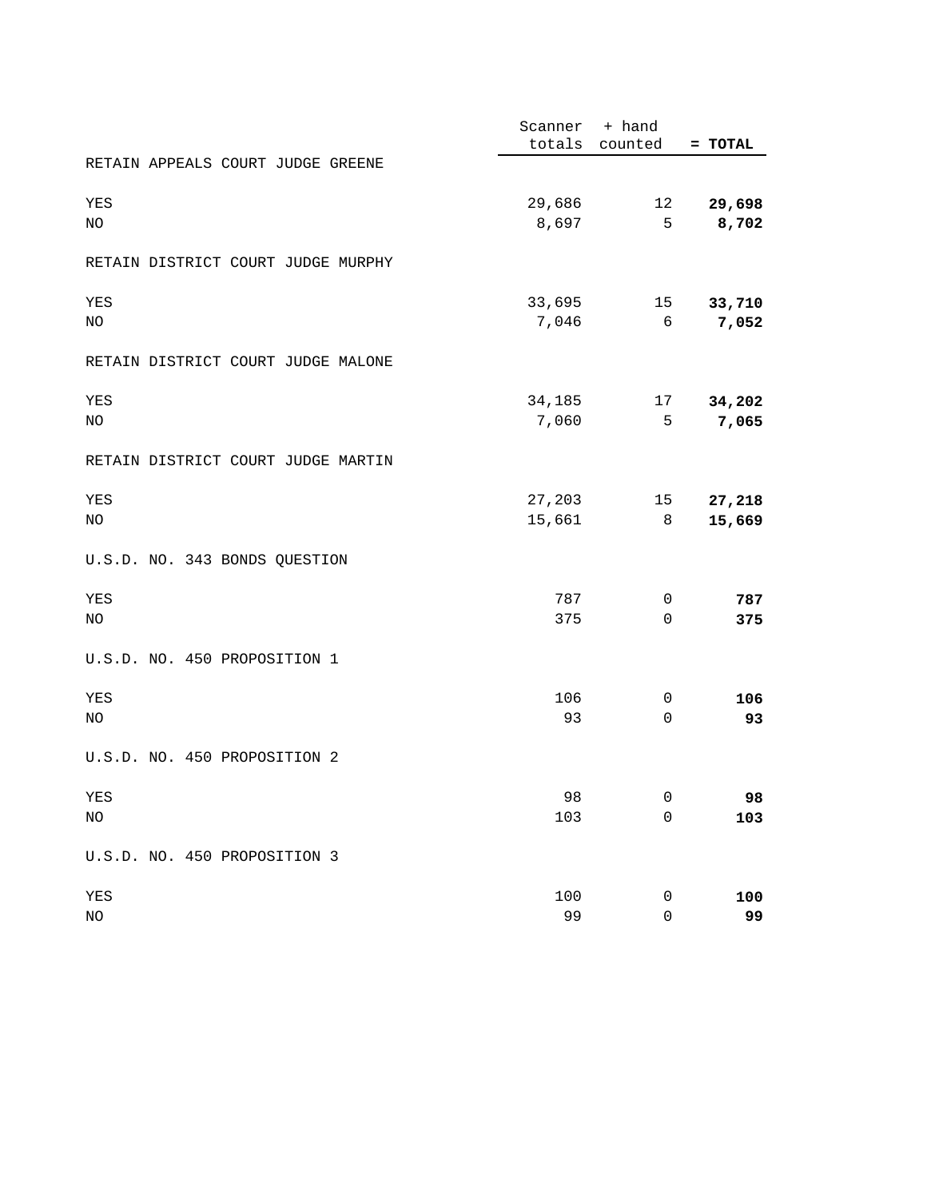| | Scanner totals | + hand counted | = **TOTAL** |
|---|---|---|---|
| RETAIN APPEALS COURT JUDGE GREENE | | | |
| YES | 29,686 | 12 | **29,698** |
| NO | 8,697 | 5 | **8,702** |
| RETAIN DISTRICT COURT JUDGE MURPHY | | | |
| YES | 33,695 | 15 | **33,710** |
| NO | 7,046 | 6 | **7,052** |
| RETAIN DISTRICT COURT JUDGE MALONE | | | |
| YES | 34,185 | 17 | **34,202** |
| NO | 7,060 | 5 | **7,065** |
| RETAIN DISTRICT COURT JUDGE MARTIN | | | |
| YES | 27,203 | 15 | **27,218** |
| NO | 15,661 | 8 | **15,669** |
| U.S.D. NO. 343 BONDS QUESTION | | | |
| YES | 787 | 0 | **787** |
| NO | 375 | 0 | **375** |
| U.S.D. NO. 450 PROPOSITION 1 | | | |
| YES | 106 | 0 | **106** |
| NO | 93 | 0 | **93** |
| U.S.D. NO. 450 PROPOSITION 2 | | | |
| YES | 98 | 0 | **98** |
| NO | 103 | 0 | **103** |
| U.S.D. NO. 450 PROPOSITION 3 | | | |
| YES | 100 | 0 | **100** |
| NO | 99 | 0 | **99** |